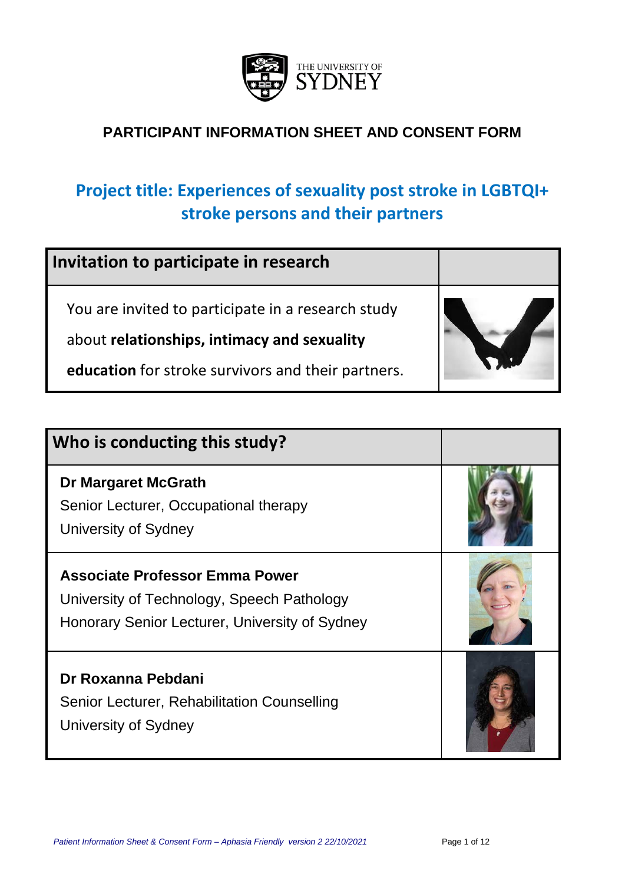**PARTICIPANT INFORMATION SHEET AND CONSENT FORM**

# Project title: Experiences of sexuality post stroke in LGBTQI+ stroke persons and their partners

| Invitation to participate in research | |
|---|---|
| You are invited to participate in a research study about **relationships, intimacy and sexuality education** for stroke survivors and their partners. | |

| Who is conducting this study? | |
|---|---|
| **Dr Margaret McGrath**<br>Senior Lecturer, Occupational therapy<br>University of Sydney | |
| **Associate Professor Emma Power**<br>University of Technology, Speech Pathology<br>Honorary Senior Lecturer, University of Sydney | |
| **Dr Roxanna Pebdani**<br>Senior Lecturer, Rehabilitation Counselling<br>University of Sydney | |

*Patient Information Sheet & Consent Form – Aphasia Friendly version 2 22/10/2021*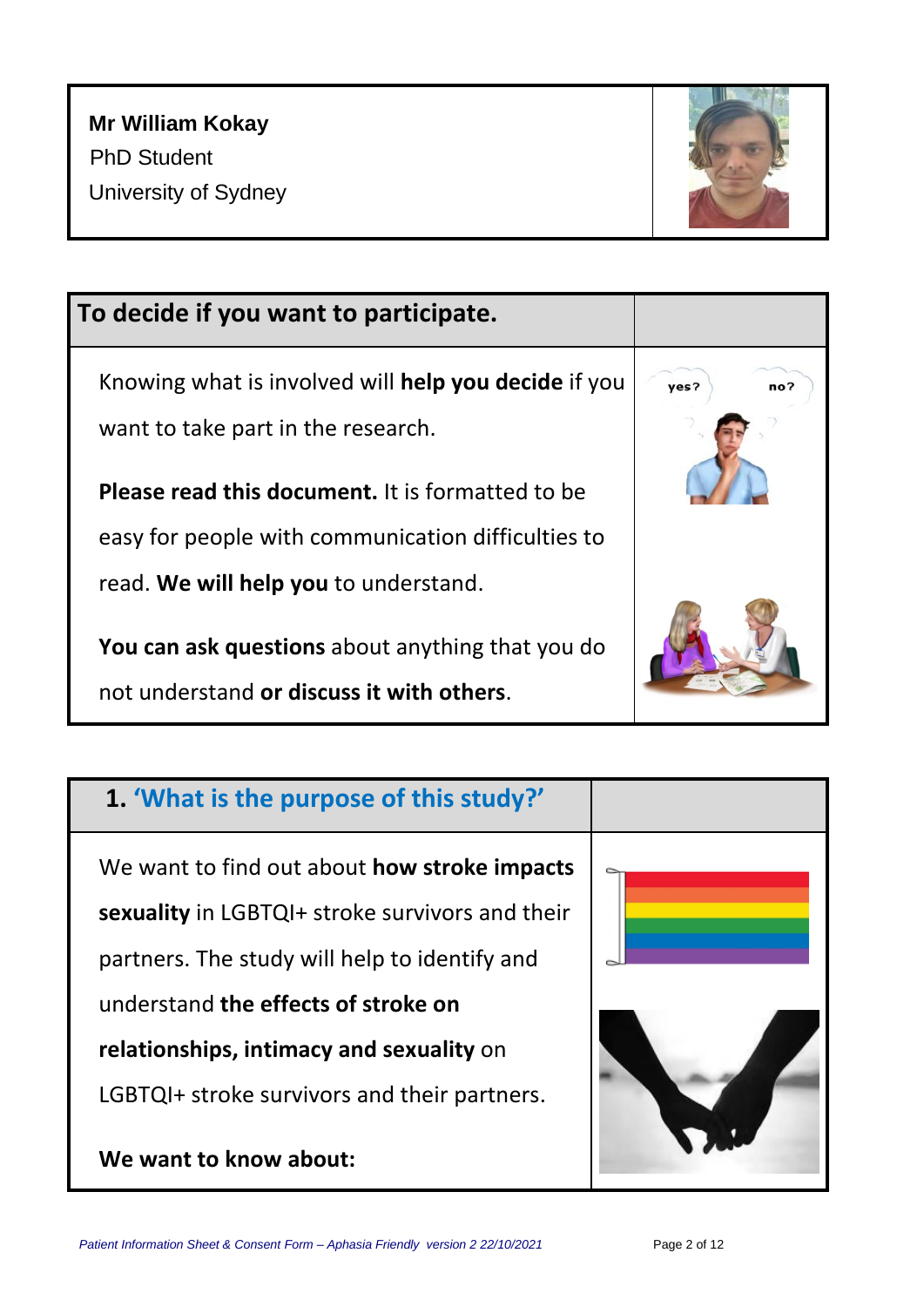**Mr William Kokay**
PhD Student
University of Sydney

## To decide if you want to participate.

Knowing what is involved will **help you decide** if you want to take part in the research.

**Please read this document.** It is formatted to be easy for people with communication difficulties to read. **We will help you** to understand.

**You can ask questions** about anything that you do not understand **or discuss it with others**.

## 1. 'What is the purpose of this study?'

We want to find out about **how stroke impacts sexuality** in LGBTQI+ stroke survivors and their partners. The study will help to identify and understand **the effects of stroke on relationships, intimacy and sexuality** on LGBTQI+ stroke survivors and their partners.

**We want to know about:**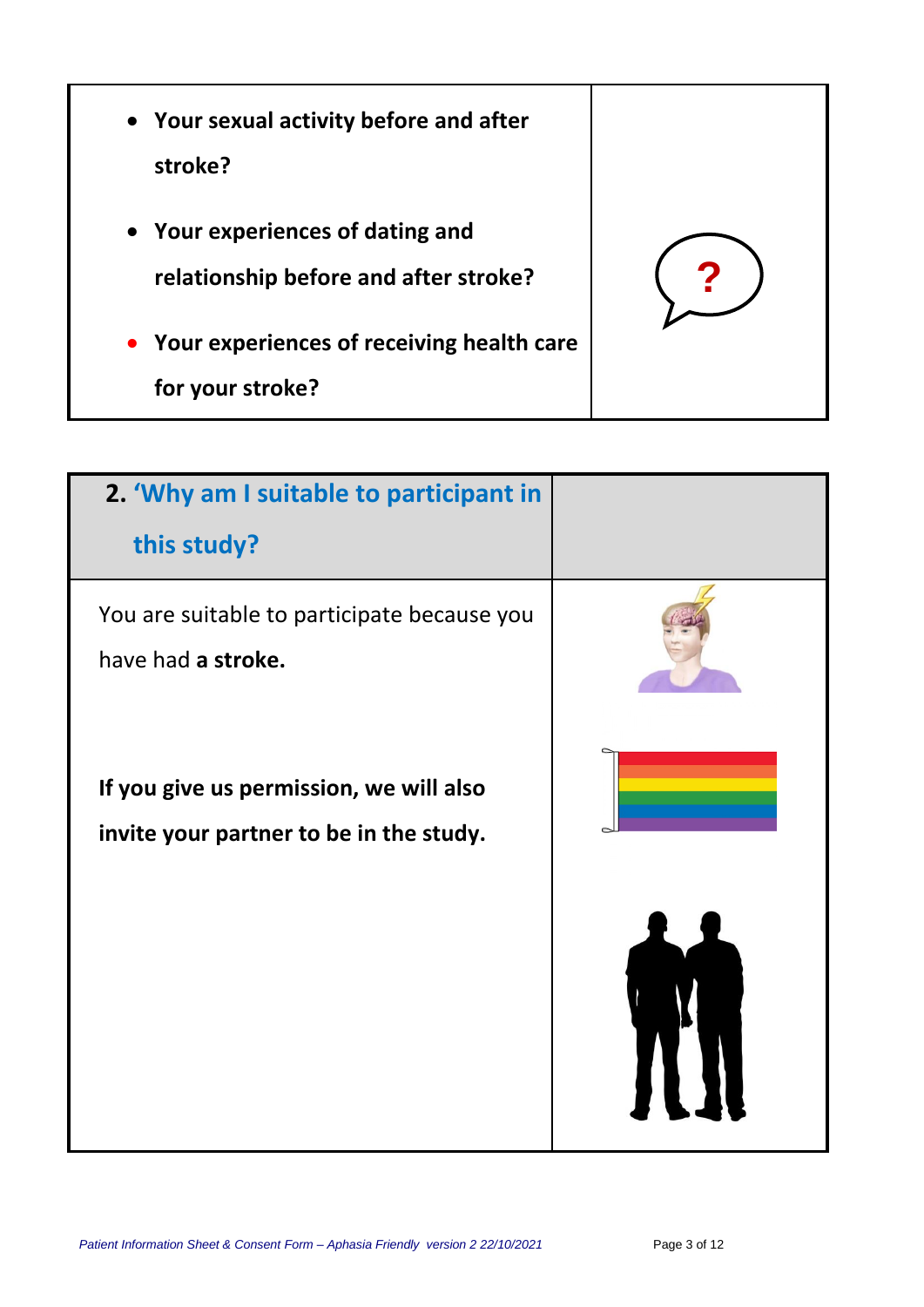- **Your sexual activity before and after stroke?**
- **Your experiences of dating and relationship before and after stroke?**
- **Your experiences of receiving health care for your stroke?**

## 2. 'Why am I suitable to participant in this study?

You are suitable to participate because you have had **a stroke.**

**If you give us permission, we will also invite your partner to be in the study.**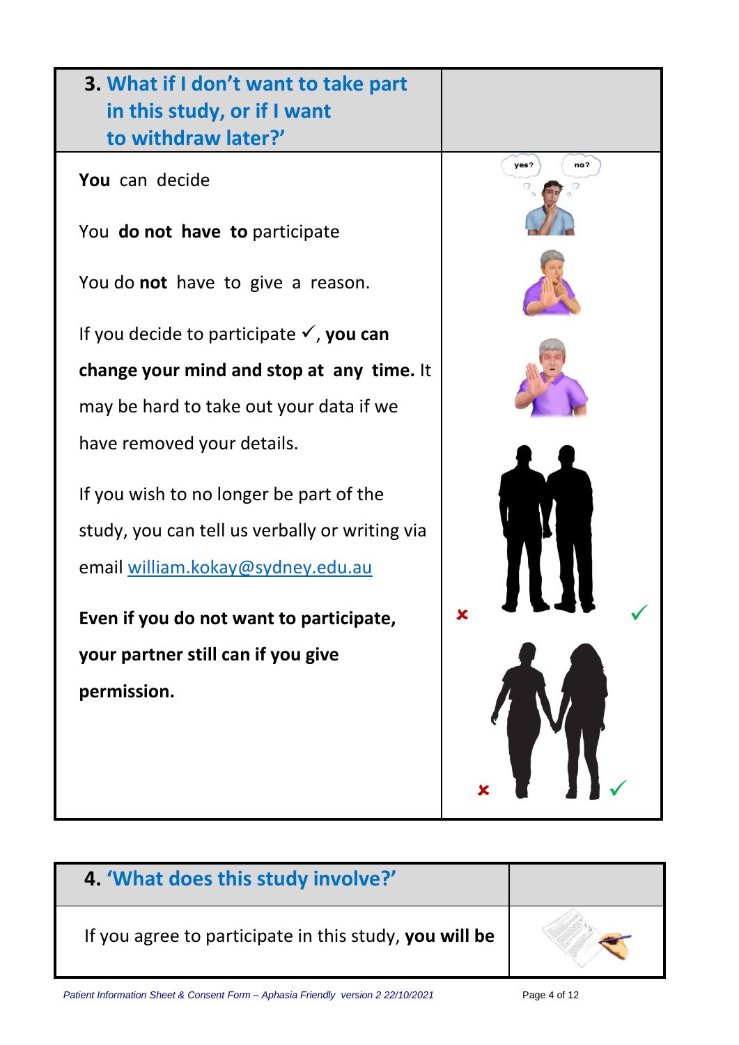## 3. What if I don't want to take part in this study, or if I want to withdraw later?'

**You** can decide

You **do not have to** participate

You do **not** have to give a reason.

If you decide to participate ✓, **you can change your mind and stop at any time.** It may be hard to take out your data if we have removed your details.

If you wish to no longer be part of the study, you can tell us verbally or writing via email [william.kokay@sydney.edu.au](mailto:william.kokay@sydney.edu.au)

**Even if you do not want to participate, your partner still can if you give permission.**

## 4. 'What does this study involve?'

If you agree to participate in this study, **you will be**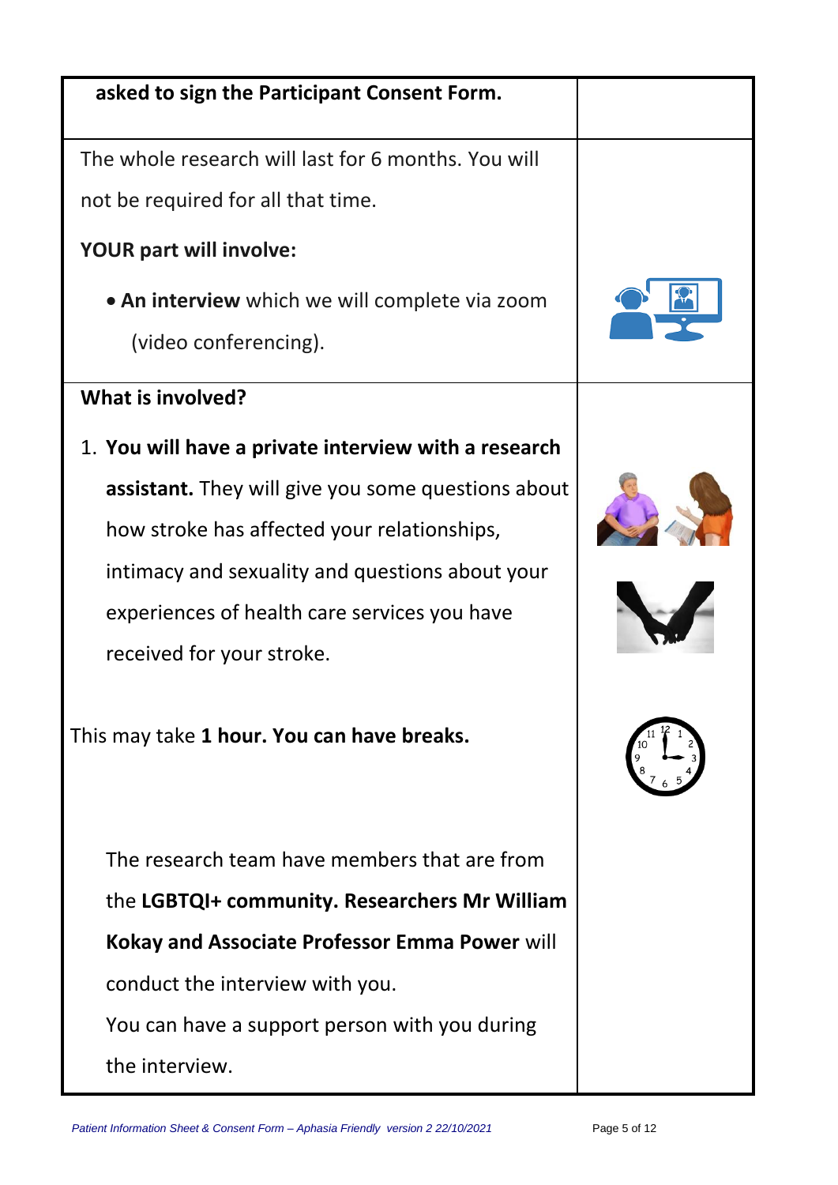**asked to sign the Participant Consent Form.**

The whole research will last for 6 months. You will not be required for all that time.

**YOUR part will involve:**

- **An interview** which we will complete via zoom (video conferencing).

**What is involved?**

1. **You will have a private interview with a research assistant.** They will give you some questions about how stroke has affected your relationships, intimacy and sexuality and questions about your experiences of health care services you have received for your stroke.

This may take **1 hour. You can have breaks.**

The research team have members that are from the **LGBTQI+ community. Researchers Mr William Kokay and Associate Professor Emma Power** will conduct the interview with you.

You can have a support person with you during the interview.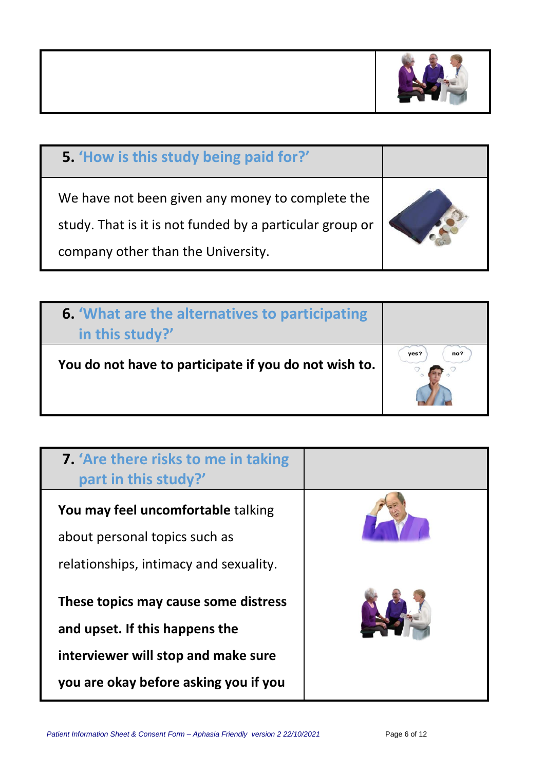## 5. 'How is this study being paid for?'

We have not been given any money to complete the study. That is it is not funded by a particular group or company other than the University.

## 6. 'What are the alternatives to participating in this study?'

**You do not have to participate if you do not wish to.**

## 7. 'Are there risks to me in taking part in this study?'

**You may feel uncomfortable** talking about personal topics such as relationships, intimacy and sexuality.

**These topics may cause some distress and upset. If this happens the interviewer will stop and make sure you are okay before asking you if you**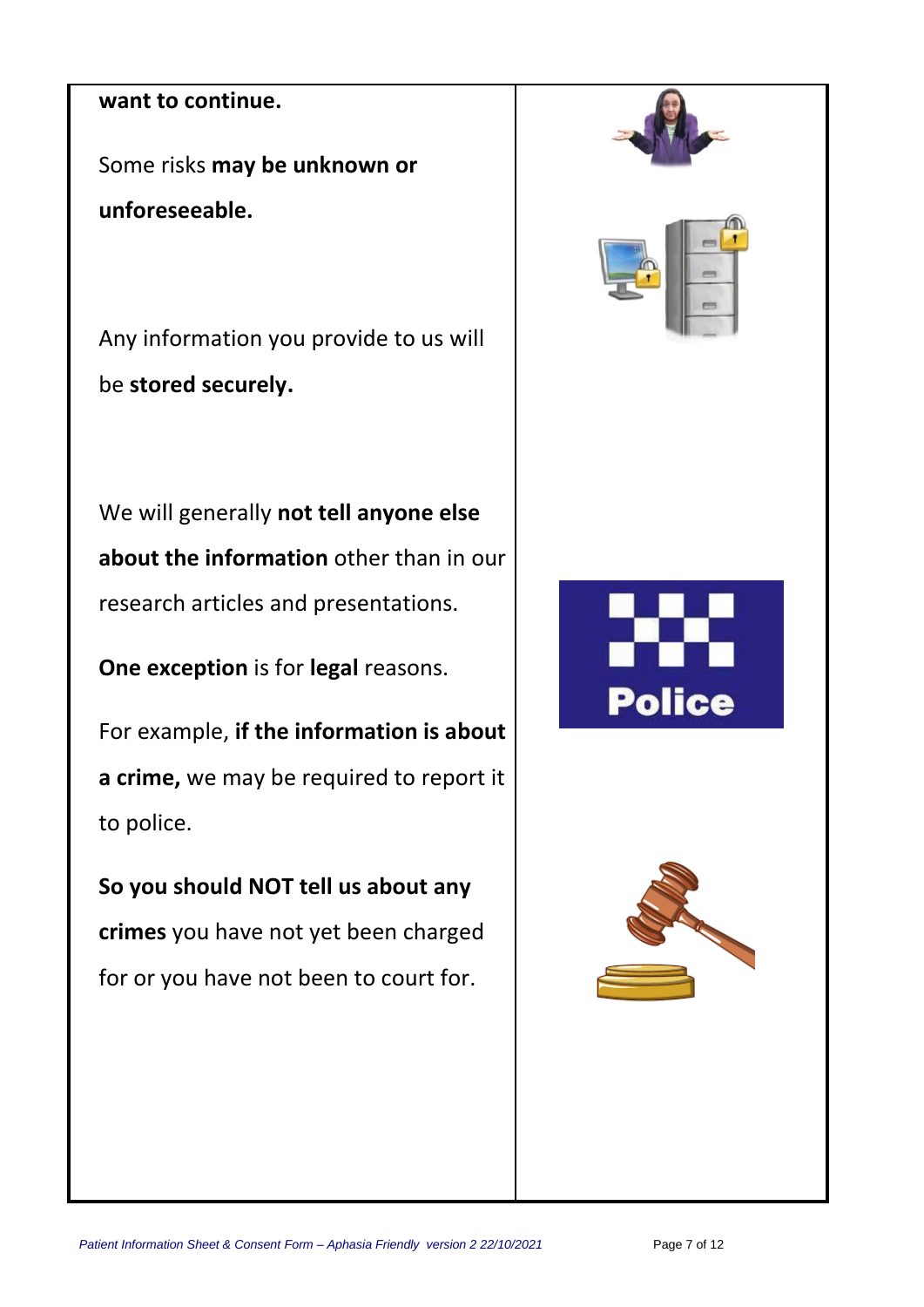**want to continue.**

Some risks **may be unknown or unforeseeable.**

Any information you provide to us will be **stored securely.**

We will generally **not tell anyone else about the information** other than in our research articles and presentations.

**One exception** is for **legal** reasons.

For example, **if the information is about a crime,** we may be required to report it to police.

**So you should NOT tell us about any crimes** you have not yet been charged for or you have not been to court for.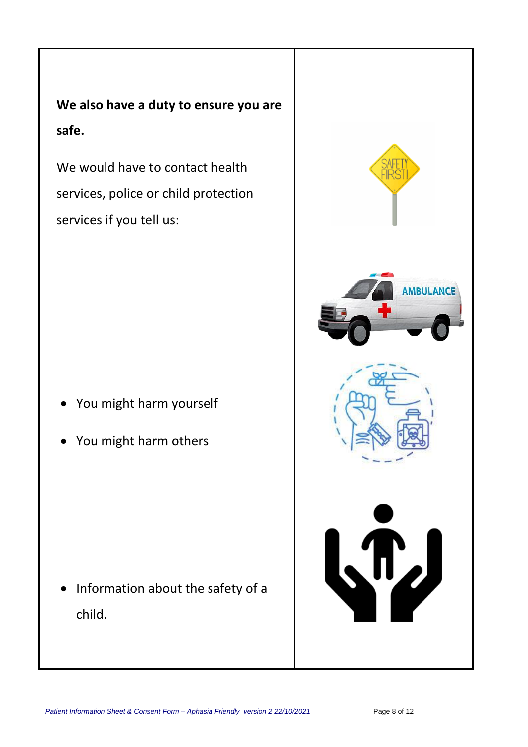**We also have a duty to ensure you are safe.**

We would have to contact health services, police or child protection services if you tell us:

- You might harm yourself
- You might harm others
- Information about the safety of a child.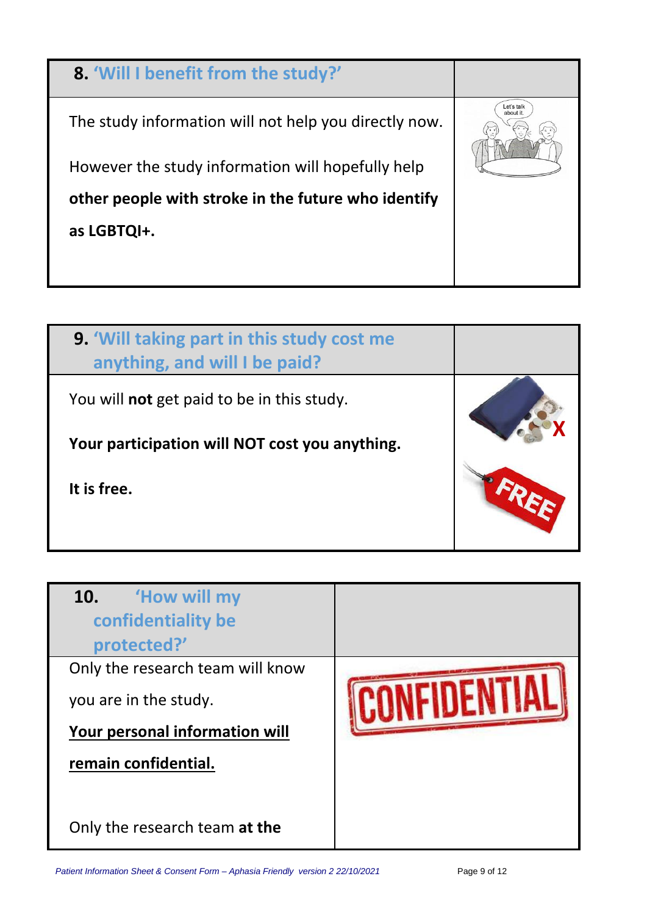## 8. 'Will I benefit from the study?'

The study information will not help you directly now.

However the study information will hopefully help **other people with stroke in the future who identify as LGBTQI+.**

## 9. 'Will taking part in this study cost me anything, and will I be paid?'

You will **not** get paid to be in this study.

**Your participation will NOT cost you anything.**

**It is free.**

## 10. 'How will my confidentiality be protected?'

Only the research team will know you are in the study.

**<u>Your personal information will remain confidential.</u>**

Only the research team **at the**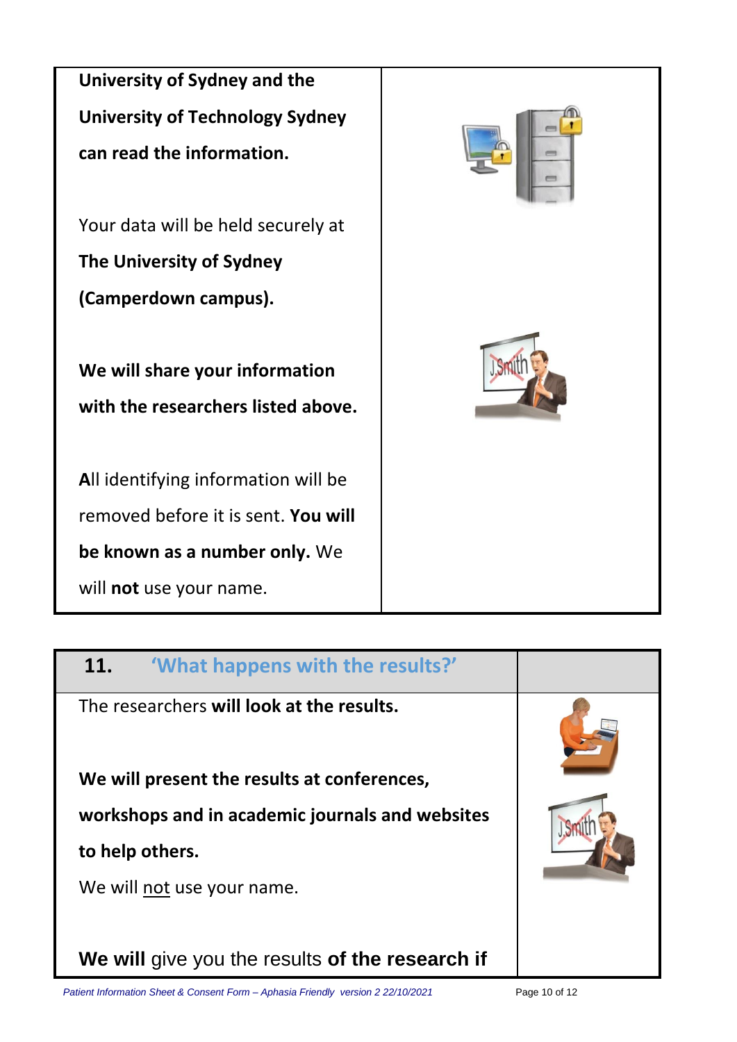**University of Sydney and the University of Technology Sydney can read the information.**

Your data will be held securely at **The University of Sydney (Camperdown campus).**

**We will share your information with the researchers listed above.**

**A**ll identifying information will be removed before it is sent. **You will be known as a number only.** We will **not** use your name.

## 11. 'What happens with the results?'

The researchers **will look at the results.**

**We will present the results at conferences, workshops and in academic journals and websites to help others.**

We will not use your name.

**We will** give you the results **of the research if**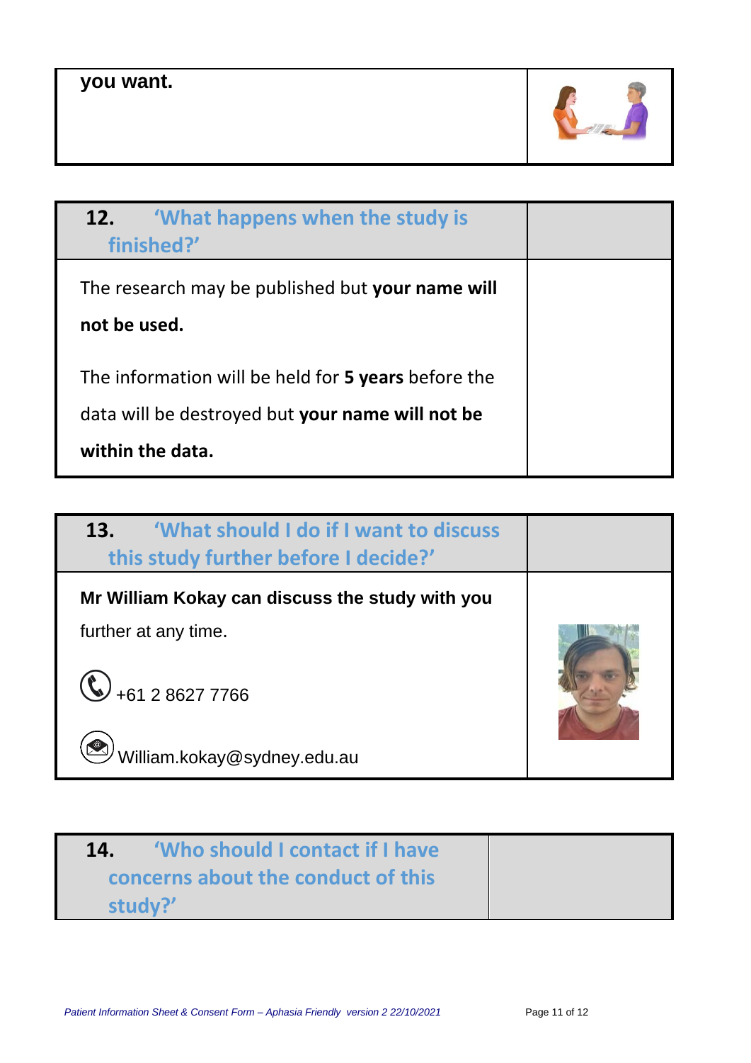**you want.**

## 12. 'What happens when the study is finished?'

The research may be published but **your name will not be used.**

The information will be held for **5 years** before the data will be destroyed but **your name will not be within the data.**

## 13. 'What should I do if I want to discuss this study further before I decide?'

**Mr William Kokay can discuss the study with you** further at any time.

+61 2 8627 7766

William.kokay@sydney.edu.au

## 14. 'Who should I contact if I have concerns about the conduct of this study?'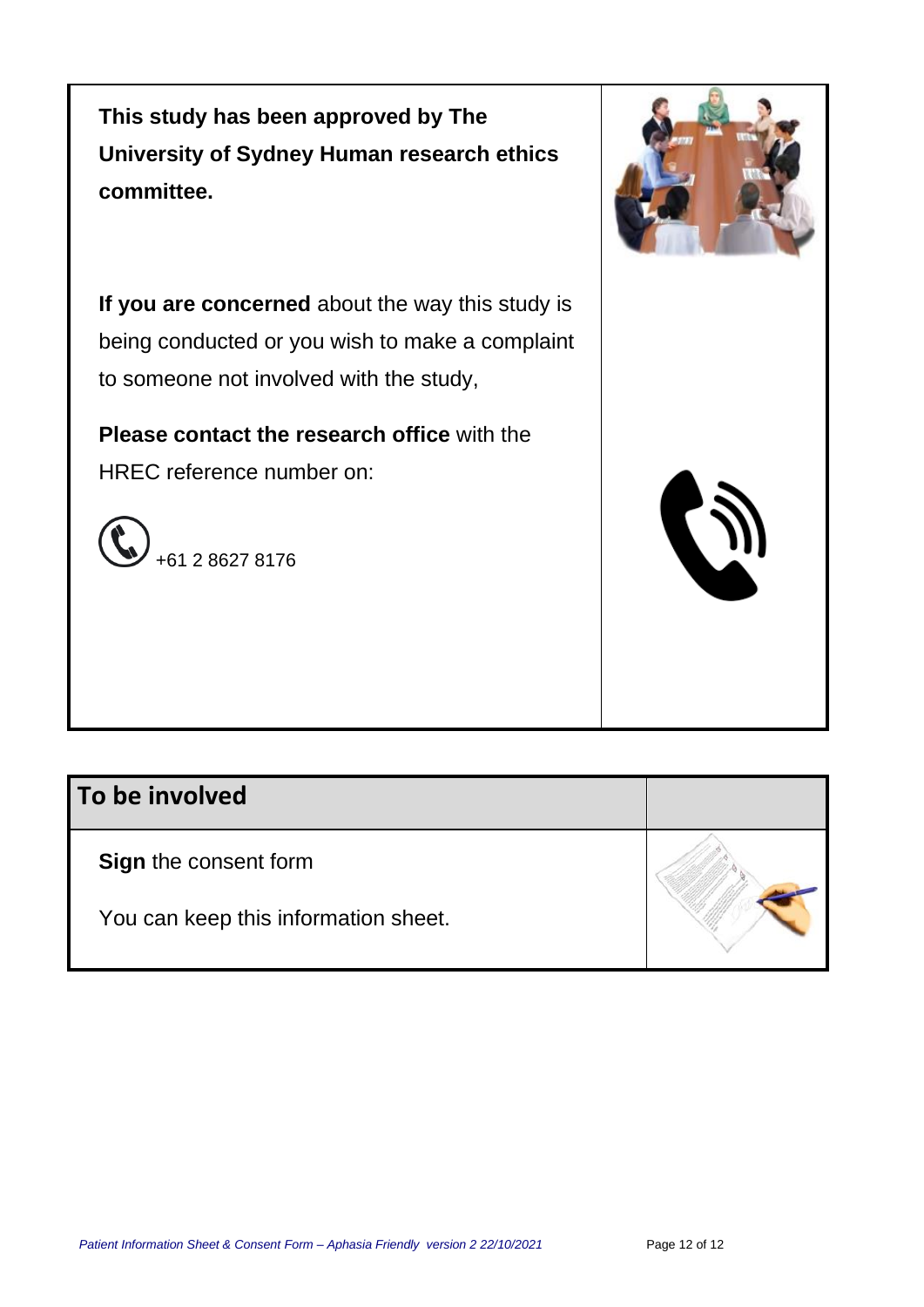**This study has been approved by The University of Sydney Human research ethics committee.**

**If you are concerned** about the way this study is being conducted or you wish to make a complaint to someone not involved with the study,

**Please contact the research office** with the HREC reference number on:

+61 2 8627 8176

## To be involved

**Sign** the consent form

You can keep this information sheet.